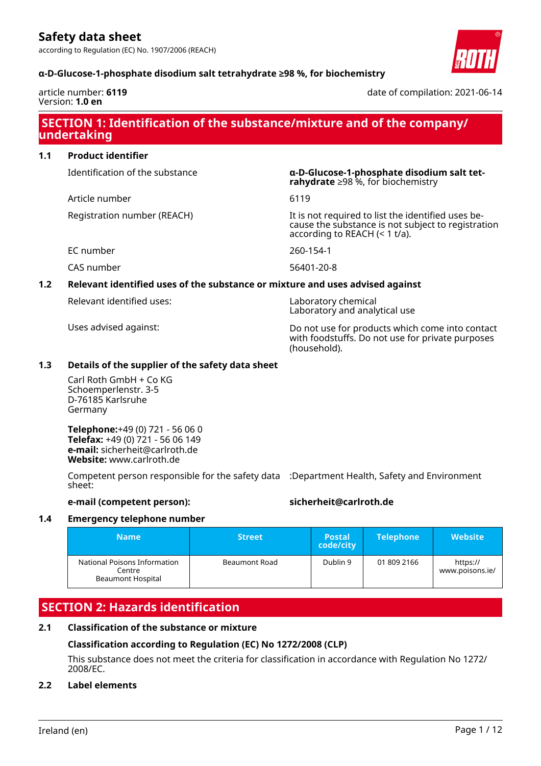# Safety data sheet

according to Regulation (EC) No. 1907/2006 (REACH)

**α-D-Glucose-1-phosphate disodium salt tetrahydrate ≥98 %, for biochemistry**

article number: **6119**
Version: **1.0 en**

date of compilation: 2021-06-14

## SECTION 1: Identification of the substance/mixture and of the company/undertaking

### 1.1 Product identifier

| | |
|---|---|
| Identification of the substance | **α-D-Glucose-1-phosphate disodium salt tetrahydrate** ≥98 %, for biochemistry |
| Article number | 6119 |
| Registration number (REACH) | It is not required to list the identified uses because the substance is not subject to registration according to REACH (< 1 t/a). |
| EC number | 260-154-1 |
| CAS number | 56401-20-8 |

### 1.2 Relevant identified uses of the substance or mixture and uses advised against

| | |
|---|---|
| Relevant identified uses: | Laboratory chemical<br>Laboratory and analytical use |
| Uses advised against: | Do not use for products which come into contact with foodstuffs. Do not use for private purposes (household). |

### 1.3 Details of the supplier of the safety data sheet

Carl Roth GmbH + Co KG
Schoemperlenstr. 3-5
D-76185 Karlsruhe
Germany

**Telephone:**+49 (0) 721 - 56 06 0
**Telefax:** +49 (0) 721 - 56 06 149
**e-mail:** sicherheit@carlroth.de
**Website:** www.carlroth.de

Competent person responsible for the safety data sheet: :Department Health, Safety and Environment

**e-mail (competent person):** **sicherheit@carlroth.de**

### 1.4 Emergency telephone number

| Name | Street | Postal code/city | Telephone | Website |
|---|---|---|---|---|
| National Poisons Information Centre<br>Beaumont Hospital | Beaumont Road | Dublin 9 | 01 809 2166 | https://www.poisons.ie/ |

## SECTION 2: Hazards identification

### 2.1 Classification of the substance or mixture

**Classification according to Regulation (EC) No 1272/2008 (CLP)**

This substance does not meet the criteria for classification in accordance with Regulation No 1272/2008/EC.

### 2.2 Label elements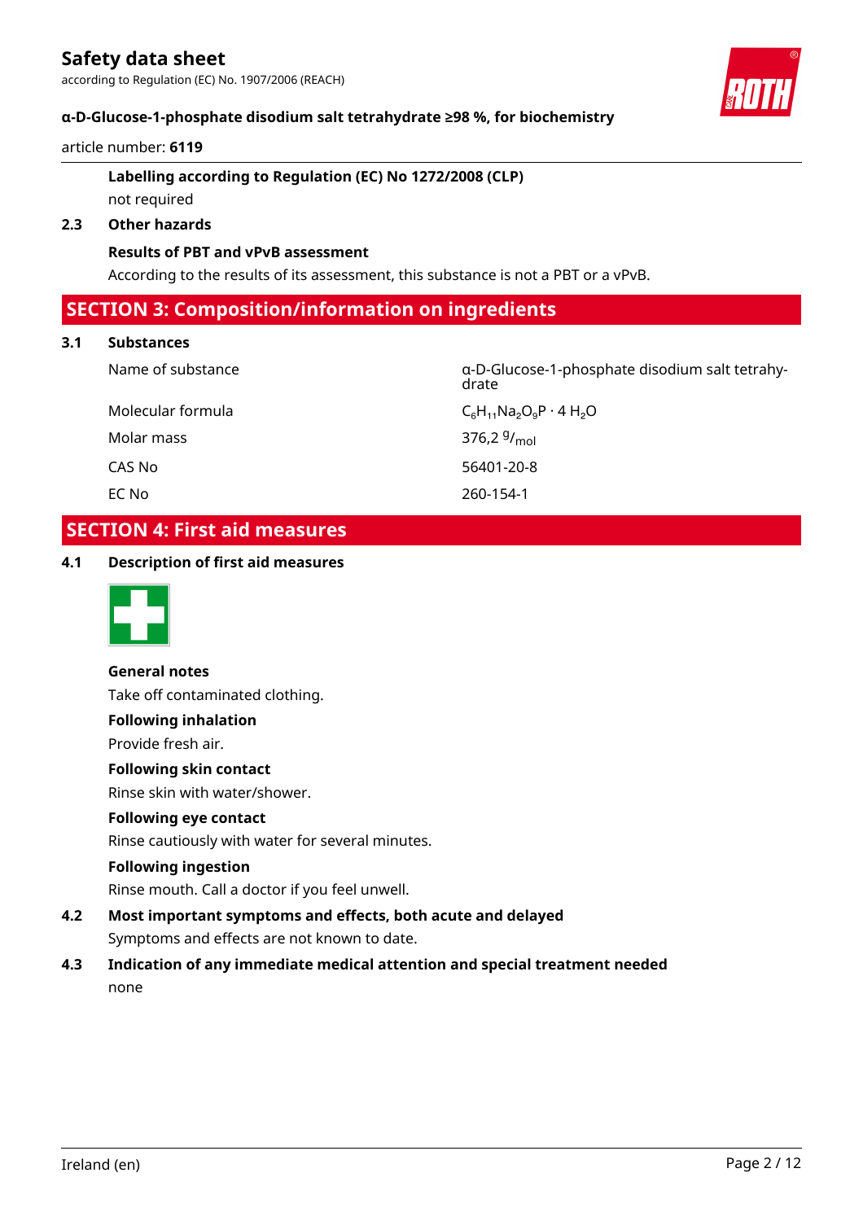**Labelling according to Regulation (EC) No 1272/2008 (CLP)**

not required

### 2.3 Other hazards

**Results of PBT and vPvB assessment**

According to the results of its assessment, this substance is not a PBT or a vPvB.

## SECTION 3: Composition/information on ingredients

### 3.1 Substances

| | |
|---|---|
| Name of substance | α-D-Glucose-1-phosphate disodium salt tetrahydrate |
| Molecular formula | $C_6H_{11}Na_2O_9P \cdot 4\ H_2O$ |
| Molar mass | 376,2 $^{g}/_{mol}$ |
| CAS No | 56401-20-8 |
| EC No | 260-154-1 |

## SECTION 4: First aid measures

### 4.1 Description of first aid measures

**General notes**

Take off contaminated clothing.

**Following inhalation**

Provide fresh air.

**Following skin contact**

Rinse skin with water/shower.

**Following eye contact**

Rinse cautiously with water for several minutes.

**Following ingestion**

Rinse mouth. Call a doctor if you feel unwell.

### 4.2 Most important symptoms and effects, both acute and delayed

Symptoms and effects are not known to date.

### 4.3 Indication of any immediate medical attention and special treatment needed

none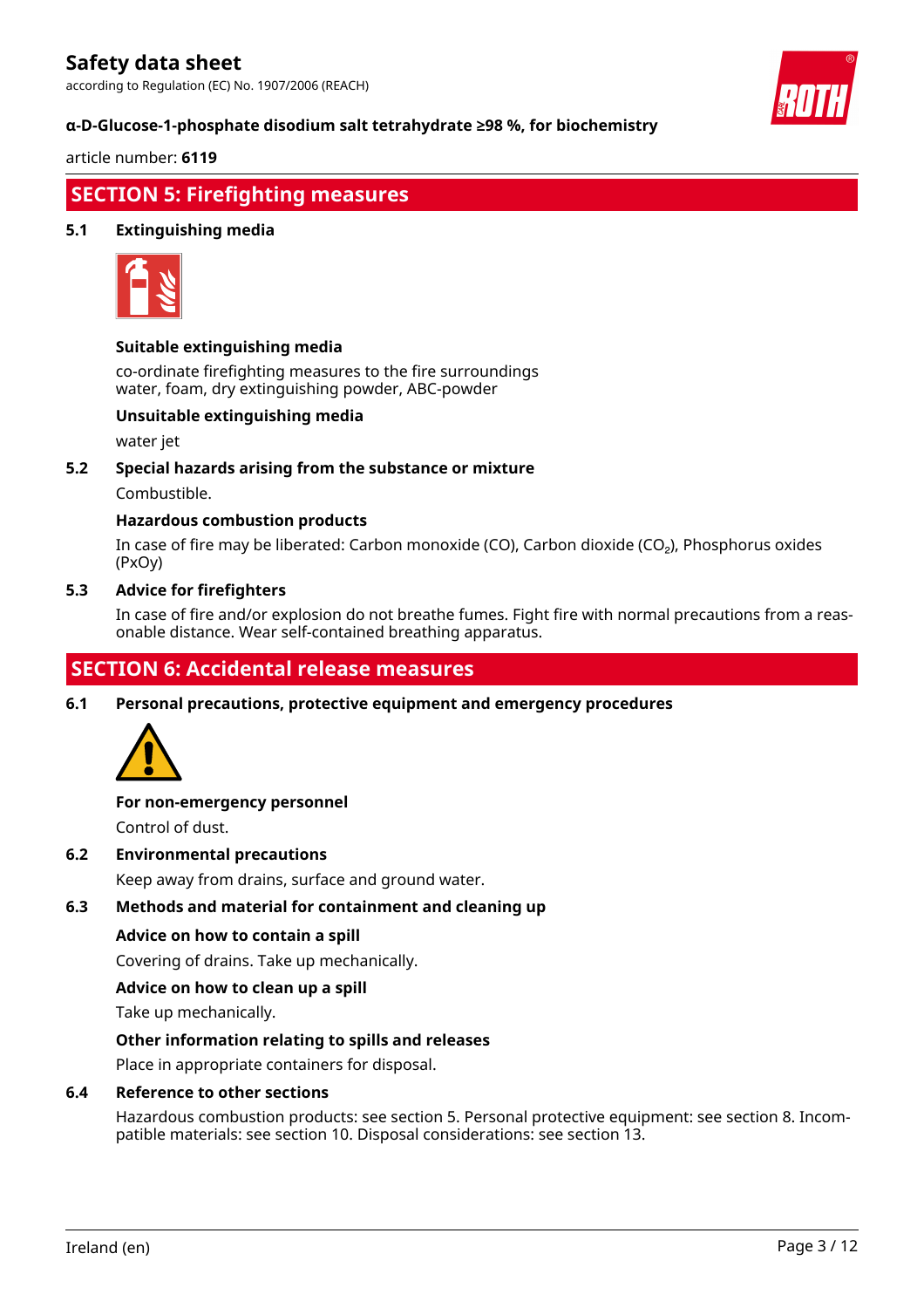## SECTION 5: Firefighting measures

### 5.1 Extinguishing media

**Suitable extinguishing media**

co-ordinate firefighting measures to the fire surroundings
water, foam, dry extinguishing powder, ABC-powder

**Unsuitable extinguishing media**

water jet

### 5.2 Special hazards arising from the substance or mixture

Combustible.

**Hazardous combustion products**

In case of fire may be liberated: Carbon monoxide (CO), Carbon dioxide ($CO_2$), Phosphorus oxides (PxOy)

### 5.3 Advice for firefighters

In case of fire and/or explosion do not breathe fumes. Fight fire with normal precautions from a reasonable distance. Wear self-contained breathing apparatus.

## SECTION 6: Accidental release measures

### 6.1 Personal precautions, protective equipment and emergency procedures

**For non-emergency personnel**

Control of dust.

### 6.2 Environmental precautions

Keep away from drains, surface and ground water.

### 6.3 Methods and material for containment and cleaning up

**Advice on how to contain a spill**

Covering of drains. Take up mechanically.

**Advice on how to clean up a spill**

Take up mechanically.

**Other information relating to spills and releases**

Place in appropriate containers for disposal.

### 6.4 Reference to other sections

Hazardous combustion products: see section 5. Personal protective equipment: see section 8. Incompatible materials: see section 10. Disposal considerations: see section 13.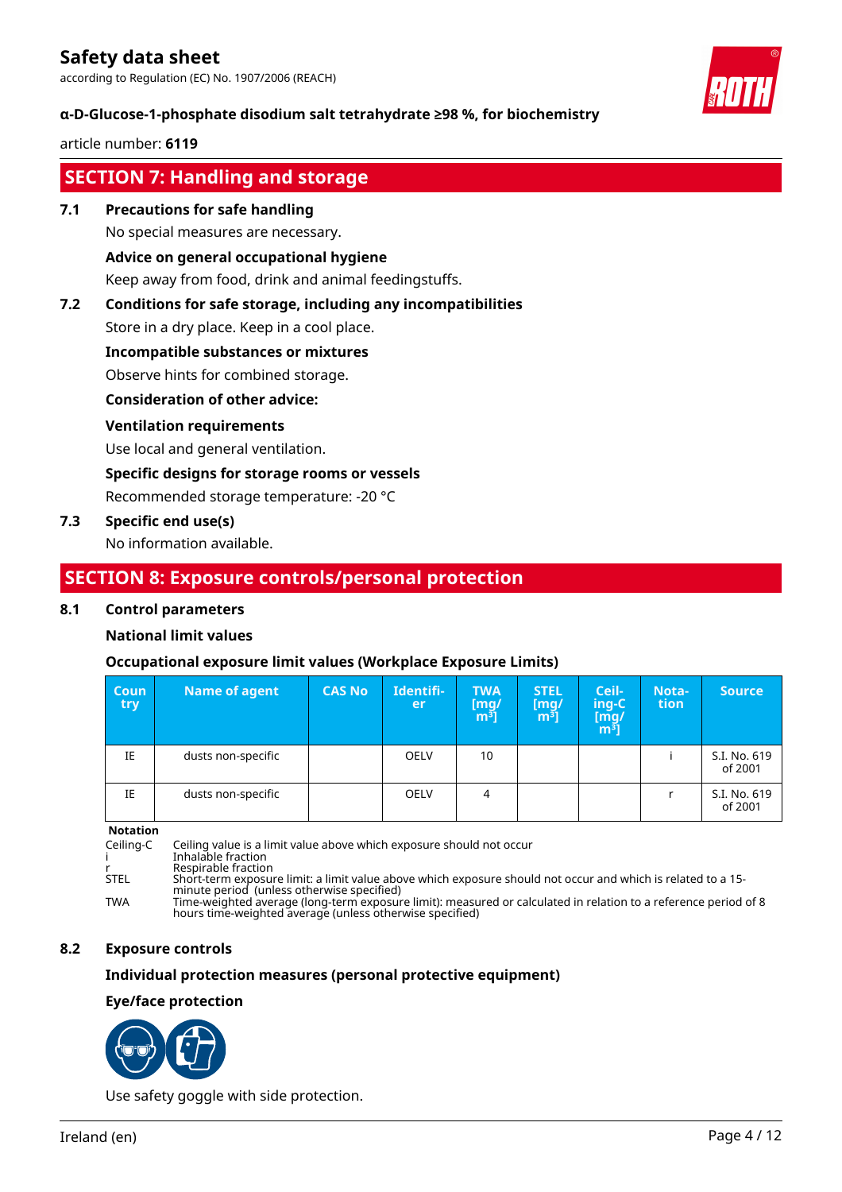## SECTION 7: Handling and storage

### 7.1 Precautions for safe handling

No special measures are necessary.

**Advice on general occupational hygiene**

Keep away from food, drink and animal feedingstuffs.

### 7.2 Conditions for safe storage, including any incompatibilities

Store in a dry place. Keep in a cool place.

**Incompatible substances or mixtures**

Observe hints for combined storage.

**Consideration of other advice:**

**Ventilation requirements**

Use local and general ventilation.

**Specific designs for storage rooms or vessels**

Recommended storage temperature: -20 °C

### 7.3 Specific end use(s)

No information available.

## SECTION 8: Exposure controls/personal protection

### 8.1 Control parameters

**National limit values**

**Occupational exposure limit values (Workplace Exposure Limits)**

| Country | Name of agent | CAS No | Identifier | TWA [mg/m³] | STEL [mg/m³] | Ceiling-C [mg/m³] | Notation | Source |
|---|---|---|---|---|---|---|---|---|
| IE | dusts non-specific | | OELV | 10 | | | i | S.I. No. 619 of 2001 |
| IE | dusts non-specific | | OELV | 4 | | | r | S.I. No. 619 of 2001 |

**Notation**

- Ceiling-C: Ceiling value is a limit value above which exposure should not occur
- i: Inhalable fraction
- r: Respirable fraction
- STEL: Short-term exposure limit: a limit value above which exposure should not occur and which is related to a 15-minute period (unless otherwise specified)
- TWA: Time-weighted average (long-term exposure limit): measured or calculated in relation to a reference period of 8 hours time-weighted average (unless otherwise specified)

### 8.2 Exposure controls

**Individual protection measures (personal protective equipment)**

**Eye/face protection**

Use safety goggle with side protection.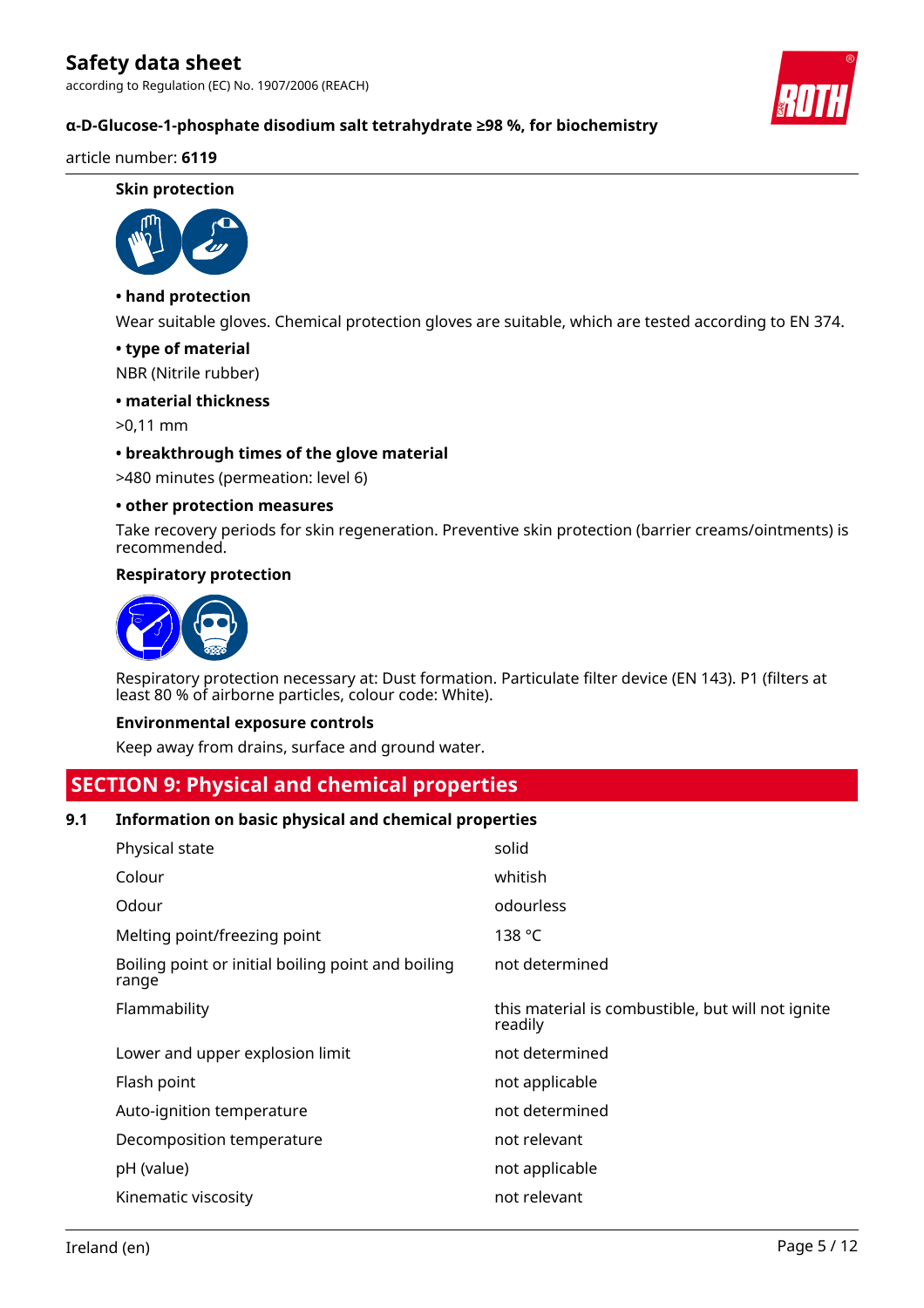#### Skin protection

**• hand protection**

Wear suitable gloves. Chemical protection gloves are suitable, which are tested according to EN 374.

**• type of material**

NBR (Nitrile rubber)

**• material thickness**

>0,11 mm

**• breakthrough times of the glove material**

>480 minutes (permeation: level 6)

**• other protection measures**

Take recovery periods for skin regeneration. Preventive skin protection (barrier creams/ointments) is recommended.

#### Respiratory protection

Respiratory protection necessary at: Dust formation. Particulate filter device (EN 143). P1 (filters at least 80 % of airborne particles, colour code: White).

#### Environmental exposure controls

Keep away from drains, surface and ground water.

## SECTION 9: Physical and chemical properties

### 9.1 Information on basic physical and chemical properties

| Property | Value |
|---|---|
| Physical state | solid |
| Colour | whitish |
| Odour | odourless |
| Melting point/freezing point | 138 °C |
| Boiling point or initial boiling point and boiling range | not determined |
| Flammability | this material is combustible, but will not ignite readily |
| Lower and upper explosion limit | not determined |
| Flash point | not applicable |
| Auto-ignition temperature | not determined |
| Decomposition temperature | not relevant |
| pH (value) | not applicable |
| Kinematic viscosity | not relevant |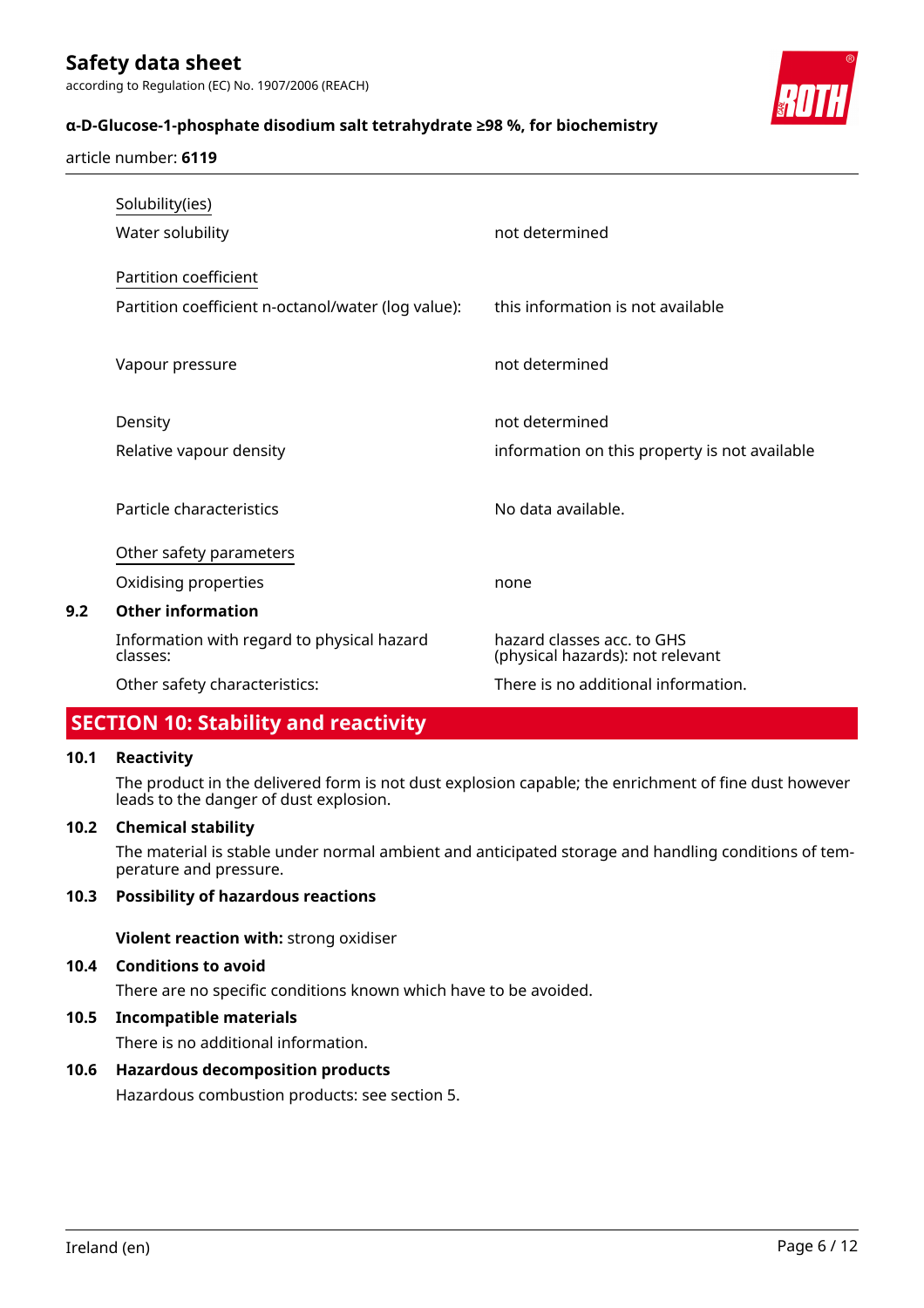| | |
|---|---|
| Solubility(ies) | |
| Water solubility | not determined |
| Partition coefficient | |
| Partition coefficient n-octanol/water (log value): | this information is not available |
| Vapour pressure | not determined |
| Density | not determined |
| Relative vapour density | information on this property is not available |
| Particle characteristics | No data available. |
| Other safety parameters | |
| Oxidising properties | none |

### 9.2 Other information

| | |
|---|---|
| Information with regard to physical hazard classes: | hazard classes acc. to GHS (physical hazards): not relevant |
| Other safety characteristics: | There is no additional information. |

## SECTION 10: Stability and reactivity

### 10.1 Reactivity

The product in the delivered form is not dust explosion capable; the enrichment of fine dust however leads to the danger of dust explosion.

### 10.2 Chemical stability

The material is stable under normal ambient and anticipated storage and handling conditions of temperature and pressure.

### 10.3 Possibility of hazardous reactions

**Violent reaction with:** strong oxidiser

### 10.4 Conditions to avoid

There are no specific conditions known which have to be avoided.

### 10.5 Incompatible materials

There is no additional information.

### 10.6 Hazardous decomposition products

Hazardous combustion products: see section 5.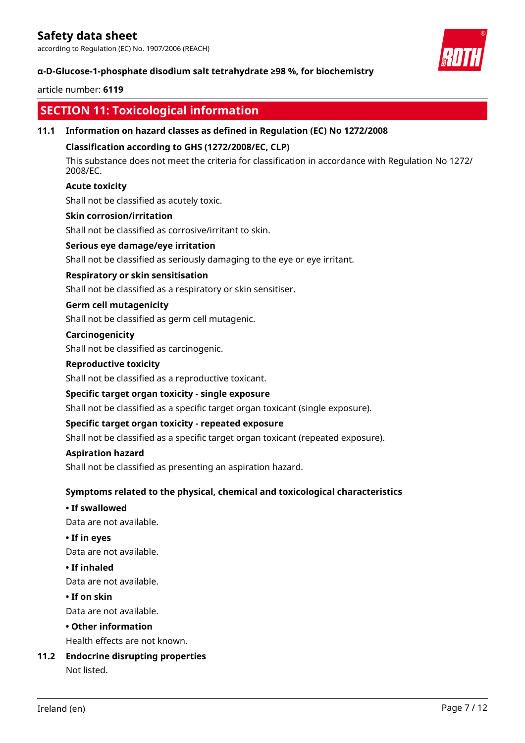## SECTION 11: Toxicological information

### 11.1 Information on hazard classes as defined in Regulation (EC) No 1272/2008

**Classification according to GHS (1272/2008/EC, CLP)**

This substance does not meet the criteria for classification in accordance with Regulation No 1272/2008/EC.

**Acute toxicity**

Shall not be classified as acutely toxic.

**Skin corrosion/irritation**

Shall not be classified as corrosive/irritant to skin.

**Serious eye damage/eye irritation**

Shall not be classified as seriously damaging to the eye or eye irritant.

**Respiratory or skin sensitisation**

Shall not be classified as a respiratory or skin sensitiser.

**Germ cell mutagenicity**

Shall not be classified as germ cell mutagenic.

**Carcinogenicity**

Shall not be classified as carcinogenic.

**Reproductive toxicity**

Shall not be classified as a reproductive toxicant.

**Specific target organ toxicity - single exposure**

Shall not be classified as a specific target organ toxicant (single exposure).

**Specific target organ toxicity - repeated exposure**

Shall not be classified as a specific target organ toxicant (repeated exposure).

**Aspiration hazard**

Shall not be classified as presenting an aspiration hazard.

**Symptoms related to the physical, chemical and toxicological characteristics**

- **If swallowed**

  Data are not available.

- **If in eyes**

  Data are not available.

- **If inhaled**

  Data are not available.

- **If on skin**

  Data are not available.

- **Other information**

  Health effects are not known.

### 11.2 Endocrine disrupting properties

Not listed.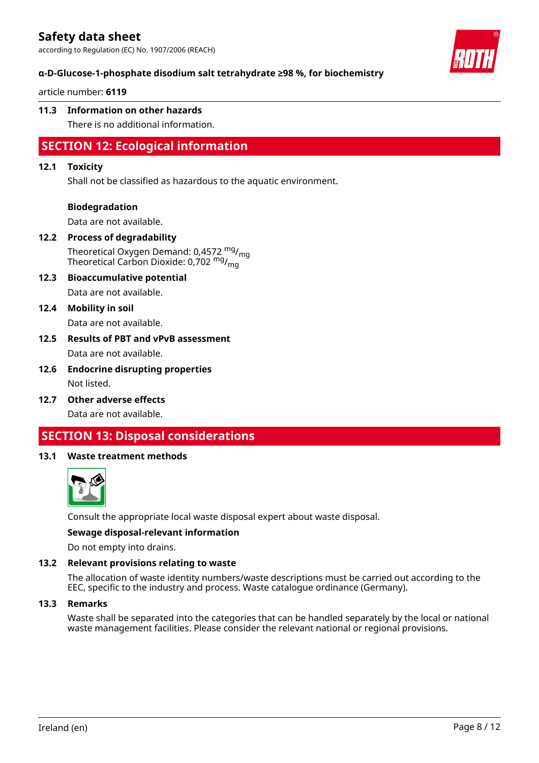### 11.3 Information on other hazards

There is no additional information.

## SECTION 12: Ecological information

### 12.1 Toxicity

Shall not be classified as hazardous to the aquatic environment.

**Biodegradation**

Data are not available.

### 12.2 Process of degradability

Theoretical Oxygen Demand: 0,4572 $^{mg}/_{mg}$
Theoretical Carbon Dioxide: 0,702 $^{mg}/_{mg}$

### 12.3 Bioaccumulative potential

Data are not available.

### 12.4 Mobility in soil

Data are not available.

### 12.5 Results of PBT and vPvB assessment

Data are not available.

### 12.6 Endocrine disrupting properties

Not listed.

### 12.7 Other adverse effects

Data are not available.

## SECTION 13: Disposal considerations

### 13.1 Waste treatment methods

Consult the appropriate local waste disposal expert about waste disposal.

**Sewage disposal-relevant information**

Do not empty into drains.

### 13.2 Relevant provisions relating to waste

The allocation of waste identity numbers/waste descriptions must be carried out according to the EEC, specific to the industry and process. Waste catalogue ordinance (Germany).

### 13.3 Remarks

Waste shall be separated into the categories that can be handled separately by the local or national waste management facilities. Please consider the relevant national or regional provisions.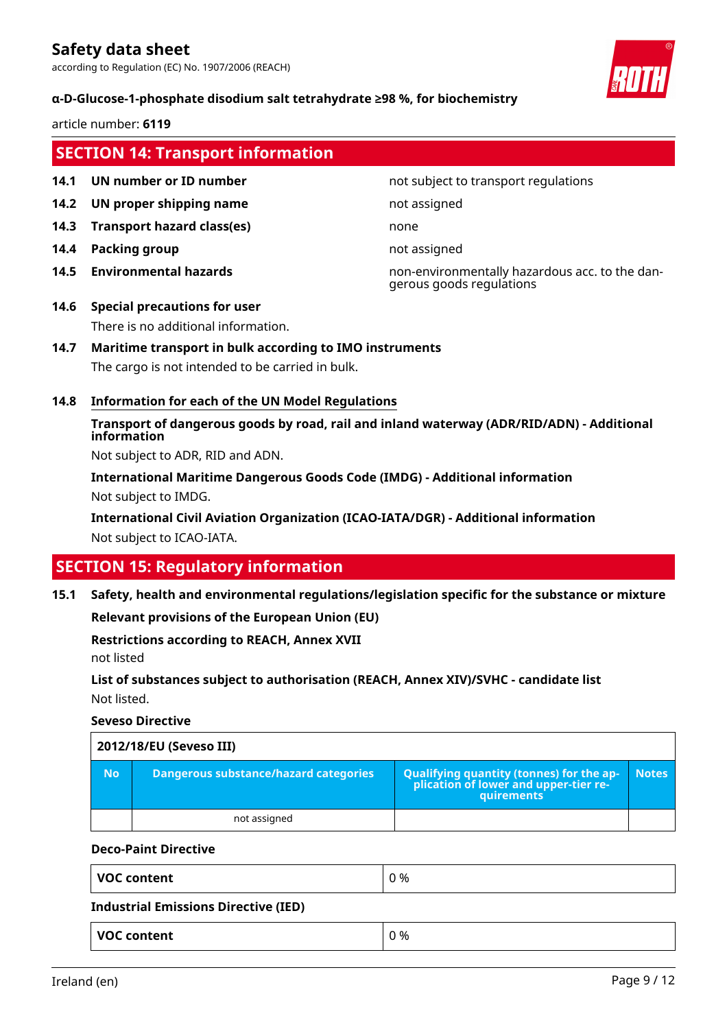## SECTION 14: Transport information

| | | |
|---|---|---|
| **14.1** | **UN number or ID number** | not subject to transport regulations |
| **14.2** | **UN proper shipping name** | not assigned |
| **14.3** | **Transport hazard class(es)** | none |
| **14.4** | **Packing group** | not assigned |
| **14.5** | **Environmental hazards** | non-environmentally hazardous acc. to the dangerous goods regulations |

**14.6 Special precautions for user**

There is no additional information.

**14.7 Maritime transport in bulk according to IMO instruments**

The cargo is not intended to be carried in bulk.

**14.8 Information for each of the UN Model Regulations**

**Transport of dangerous goods by road, rail and inland waterway (ADR/RID/ADN) - Additional information**

Not subject to ADR, RID and ADN.

**International Maritime Dangerous Goods Code (IMDG) - Additional information**

Not subject to IMDG.

**International Civil Aviation Organization (ICAO-IATA/DGR) - Additional information**

Not subject to ICAO-IATA.

## SECTION 15: Regulatory information

**15.1 Safety, health and environmental regulations/legislation specific for the substance or mixture**

**Relevant provisions of the European Union (EU)**

**Restrictions according to REACH, Annex XVII**

not listed

**List of substances subject to authorisation (REACH, Annex XIV)/SVHC - candidate list**

Not listed.

**Seveso Directive**

| 2012/18/EU (Seveso III) | | | |
|---|---|---|---|
| **No** | **Dangerous substance/hazard categories** | **Qualifying quantity (tonnes) for the application of lower and upper-tier requirements** | **Notes** |
| | not assigned | | |

**Deco-Paint Directive**

| | |
|---|---|
| **VOC content** | 0 % |

**Industrial Emissions Directive (IED)**

| | |
|---|---|
| **VOC content** | 0 % |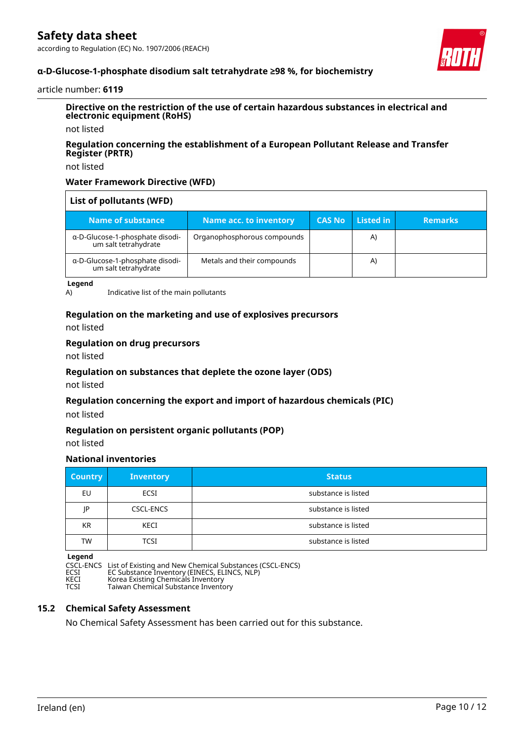#### Directive on the restriction of the use of certain hazardous substances in electrical and electronic equipment (RoHS)

not listed

#### Regulation concerning the establishment of a European Pollutant Release and Transfer Register (PRTR)

not listed

#### Water Framework Directive (WFD)

| List of pollutants (WFD) | | | | |
|---|---|---|---|---|
| **Name of substance** | **Name acc. to inventory** | **CAS No** | **Listed in** | **Remarks** |
| α-D-Glucose-1-phosphate disodium salt tetrahydrate | Organophosphorous compounds | | A) | |
| α-D-Glucose-1-phosphate disodium salt tetrahydrate | Metals and their compounds | | A) | |

**Legend**

A) Indicative list of the main pollutants

#### Regulation on the marketing and use of explosives precursors

not listed

#### Regulation on drug precursors

not listed

#### Regulation on substances that deplete the ozone layer (ODS)

not listed

#### Regulation concerning the export and import of hazardous chemicals (PIC)

not listed

#### Regulation on persistent organic pollutants (POP)

not listed

#### National inventories

| Country | Inventory | Status |
|---|---|---|
| EU | ECSI | substance is listed |
| JP | CSCL-ENCS | substance is listed |
| KR | KECI | substance is listed |
| TW | TCSI | substance is listed |

**Legend**

CSCL-ENCS List of Existing and New Chemical Substances (CSCL-ENCS)
ECSI EC Substance Inventory (EINECS, ELINCS, NLP)
KECI Korea Existing Chemicals Inventory
TCSI Taiwan Chemical Substance Inventory

### 15.2 Chemical Safety Assessment

No Chemical Safety Assessment has been carried out for this substance.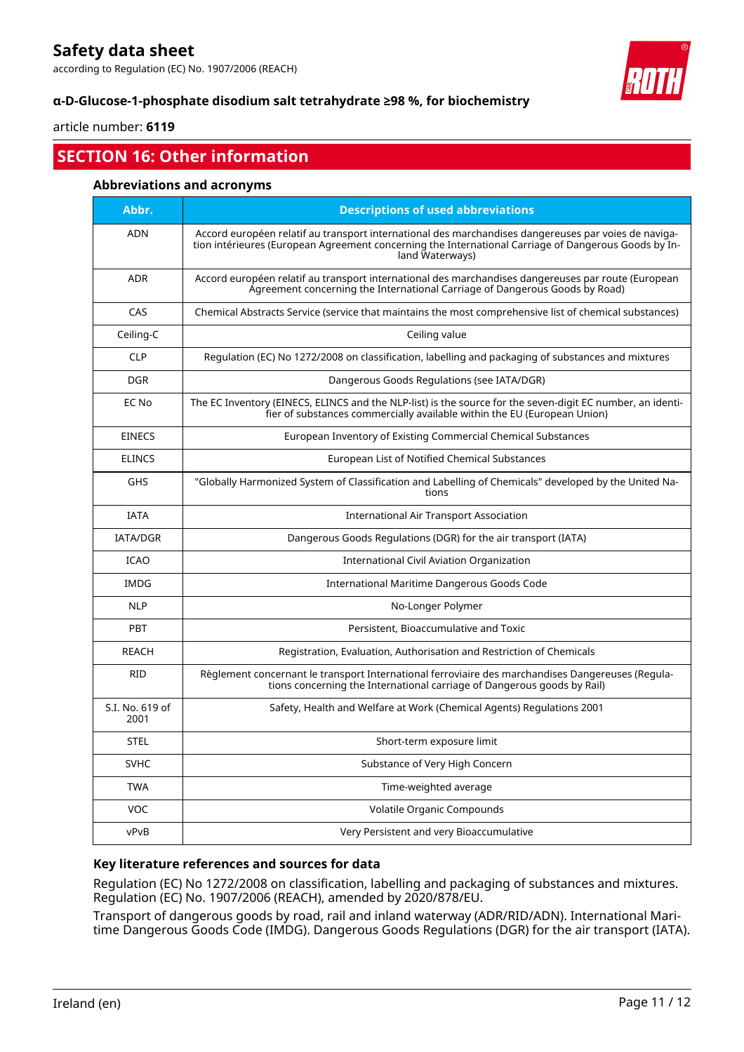## SECTION 16: Other information

### Abbreviations and acronyms

| Abbr. | Descriptions of used abbreviations |
|---|---|
| ADN | Accord européen relatif au transport international des marchandises dangereuses par voies de navigation intérieures (European Agreement concerning the International Carriage of Dangerous Goods by Inland Waterways) |
| ADR | Accord européen relatif au transport international des marchandises dangereuses par route (European Agreement concerning the International Carriage of Dangerous Goods by Road) |
| CAS | Chemical Abstracts Service (service that maintains the most comprehensive list of chemical substances) |
| Ceiling-C | Ceiling value |
| CLP | Regulation (EC) No 1272/2008 on classification, labelling and packaging of substances and mixtures |
| DGR | Dangerous Goods Regulations (see IATA/DGR) |
| EC No | The EC Inventory (EINECS, ELINCS and the NLP-list) is the source for the seven-digit EC number, an identifier of substances commercially available within the EU (European Union) |
| EINECS | European Inventory of Existing Commercial Chemical Substances |
| ELINCS | European List of Notified Chemical Substances |
| GHS | "Globally Harmonized System of Classification and Labelling of Chemicals" developed by the United Nations |
| IATA | International Air Transport Association |
| IATA/DGR | Dangerous Goods Regulations (DGR) for the air transport (IATA) |
| ICAO | International Civil Aviation Organization |
| IMDG | International Maritime Dangerous Goods Code |
| NLP | No-Longer Polymer |
| PBT | Persistent, Bioaccumulative and Toxic |
| REACH | Registration, Evaluation, Authorisation and Restriction of Chemicals |
| RID | Règlement concernant le transport International ferroviaire des marchandises Dangereuses (Regulations concerning the International carriage of Dangerous goods by Rail) |
| S.I. No. 619 of 2001 | Safety, Health and Welfare at Work (Chemical Agents) Regulations 2001 |
| STEL | Short-term exposure limit |
| SVHC | Substance of Very High Concern |
| TWA | Time-weighted average |
| VOC | Volatile Organic Compounds |
| vPvB | Very Persistent and very Bioaccumulative |

### Key literature references and sources for data

Regulation (EC) No 1272/2008 on classification, labelling and packaging of substances and mixtures. Regulation (EC) No. 1907/2006 (REACH), amended by 2020/878/EU.

Transport of dangerous goods by road, rail and inland waterway (ADR/RID/ADN). International Maritime Dangerous Goods Code (IMDG). Dangerous Goods Regulations (DGR) for the air transport (IATA).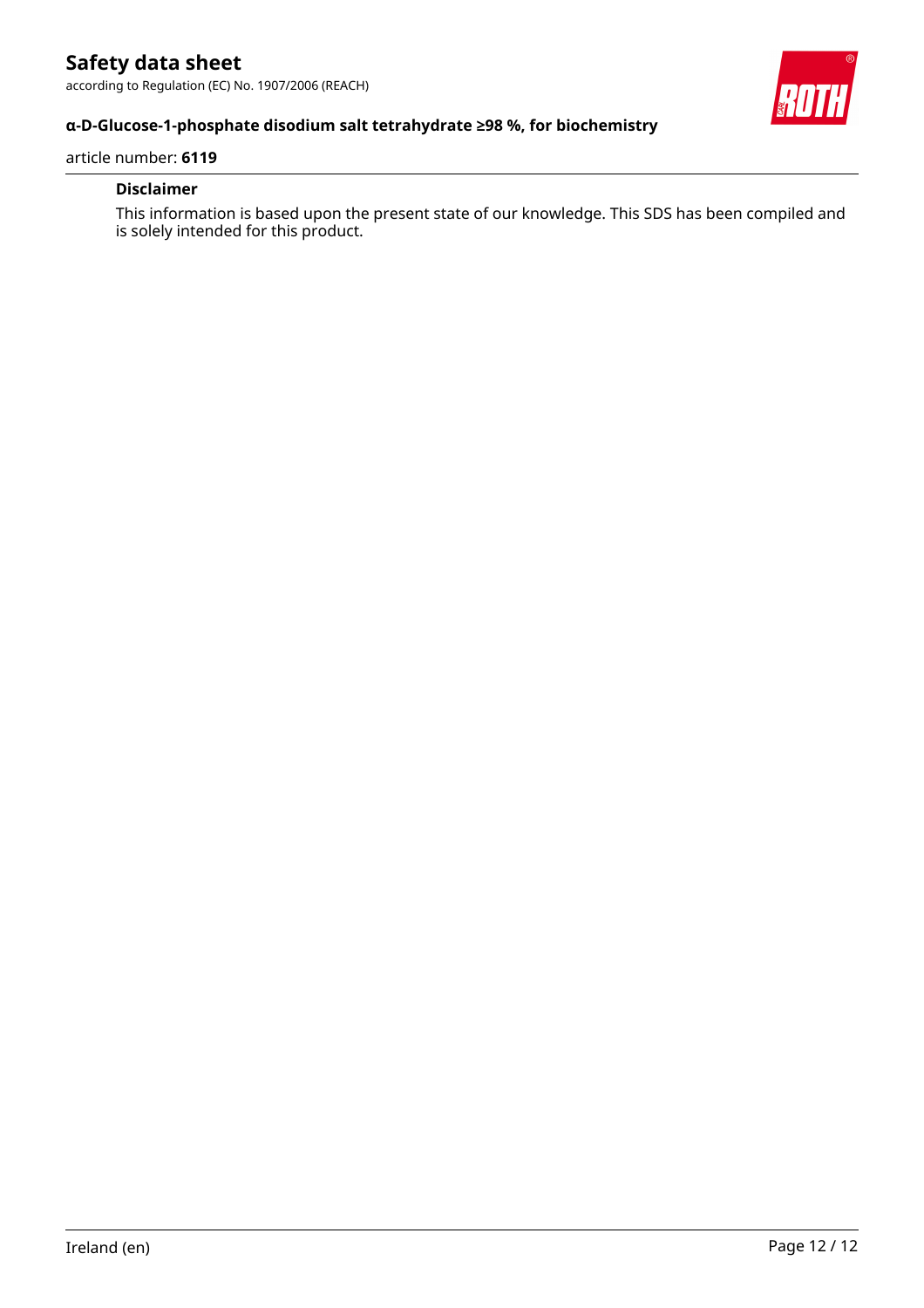### Disclaimer

This information is based upon the present state of our knowledge. This SDS has been compiled and is solely intended for this product.